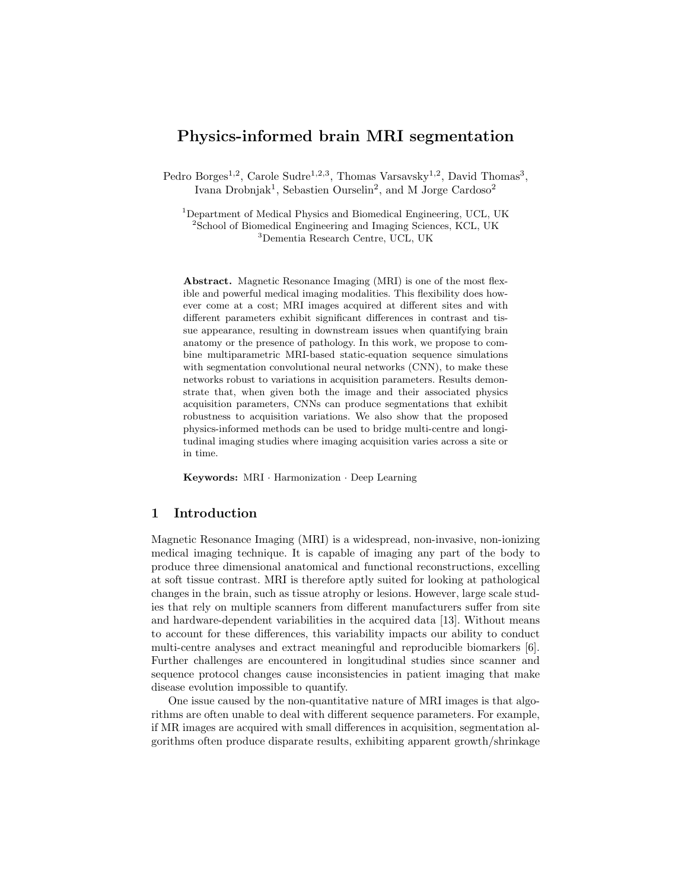# Physics-informed brain MRI segmentation

Pedro Borges[1,2], Carole Sudre[1,2,3], Thomas Varsavsky[1,2], David Thomas[3], Ivana Drobnjak[1], Sebastien Ourselin[2], and M Jorge Cardoso[2]

[1]Department of Medical Physics and Biomedical Engineering, UCL, UK
[2]School of Biomedical Engineering and Imaging Sciences, KCL, UK
[3]Dementia Research Centre, UCL, UK

**Abstract.** Magnetic Resonance Imaging (MRI) is one of the most flexible and powerful medical imaging modalities. This flexibility does however come at a cost; MRI images acquired at different sites and with different parameters exhibit significant differences in contrast and tissue appearance, resulting in downstream issues when quantifying brain anatomy or the presence of pathology. In this work, we propose to combine multiparametric MRI-based static-equation sequence simulations with segmentation convolutional neural networks (CNN), to make these networks robust to variations in acquisition parameters. Results demonstrate that, when given both the image and their associated physics acquisition parameters, CNNs can produce segmentations that exhibit robustness to acquisition variations. We also show that the proposed physics-informed methods can be used to bridge multi-centre and longitudinal imaging studies where imaging acquisition varies across a site or in time.

**Keywords:** MRI · Harmonization · Deep Learning

## 1 Introduction

Magnetic Resonance Imaging (MRI) is a widespread, non-invasive, non-ionizing medical imaging technique. It is capable of imaging any part of the body to produce three dimensional anatomical and functional reconstructions, excelling at soft tissue contrast. MRI is therefore aptly suited for looking at pathological changes in the brain, such as tissue atrophy or lesions. However, large scale studies that rely on multiple scanners from different manufacturers suffer from site and hardware-dependent variabilities in the acquired data [13]. Without means to account for these differences, this variability impacts our ability to conduct multi-centre analyses and extract meaningful and reproducible biomarkers [6]. Further challenges are encountered in longitudinal studies since scanner and sequence protocol changes cause inconsistencies in patient imaging that make disease evolution impossible to quantify.

One issue caused by the non-quantitative nature of MRI images is that algorithms are often unable to deal with different sequence parameters. For example, if MR images are acquired with small differences in acquisition, segmentation algorithms often produce disparate results, exhibiting apparent growth/shrinkage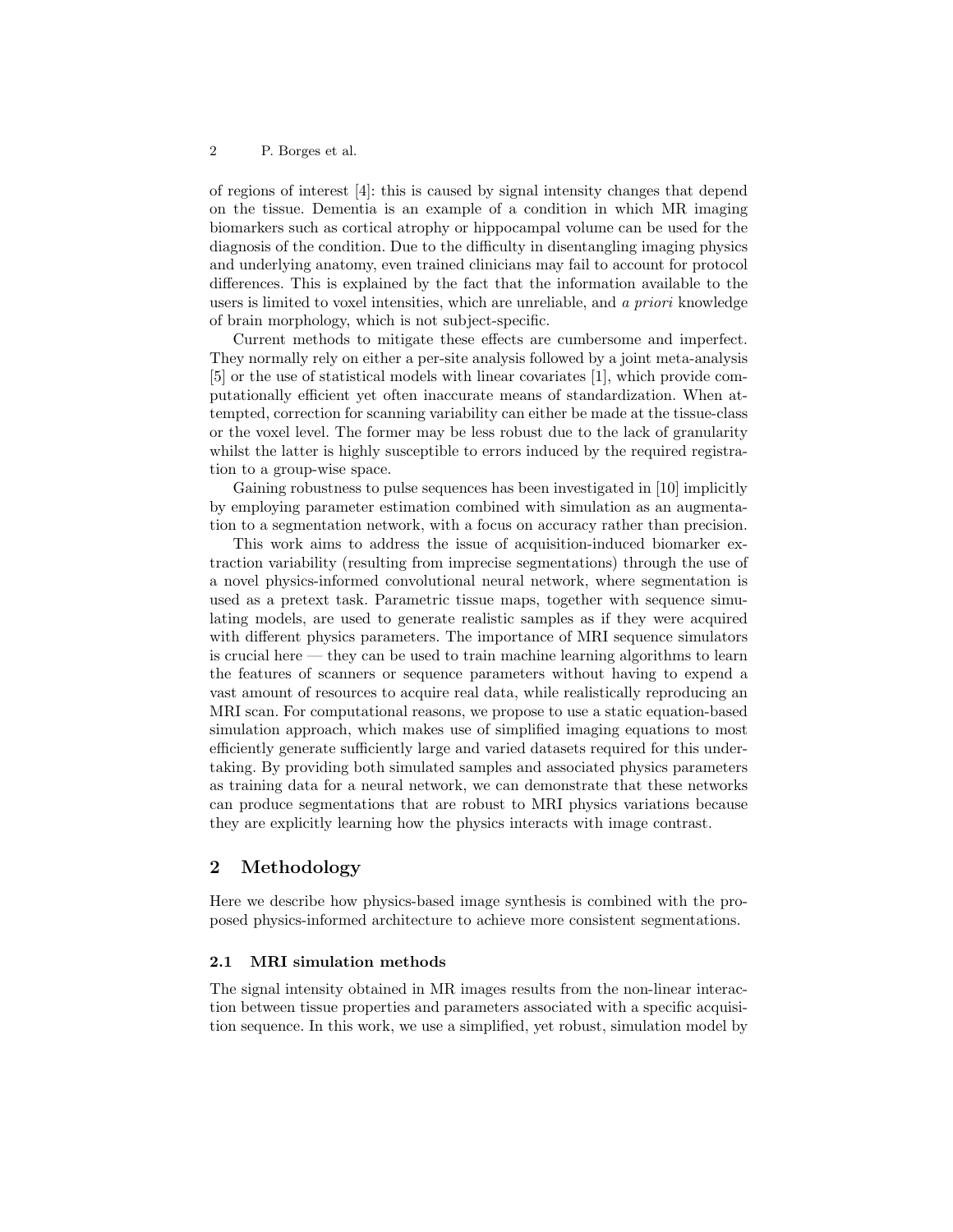of regions of interest [4]: this is caused by signal intensity changes that depend on the tissue. Dementia is an example of a condition in which MR imaging biomarkers such as cortical atrophy or hippocampal volume can be used for the diagnosis of the condition. Due to the difficulty in disentangling imaging physics and underlying anatomy, even trained clinicians may fail to account for protocol differences. This is explained by the fact that the information available to the users is limited to voxel intensities, which are unreliable, and *a priori* knowledge of brain morphology, which is not subject-specific.

Current methods to mitigate these effects are cumbersome and imperfect. They normally rely on either a per-site analysis followed by a joint meta-analysis [5] or the use of statistical models with linear covariates [1], which provide computationally efficient yet often inaccurate means of standardization. When attempted, correction for scanning variability can either be made at the tissue-class or the voxel level. The former may be less robust due to the lack of granularity whilst the latter is highly susceptible to errors induced by the required registration to a group-wise space.

Gaining robustness to pulse sequences has been investigated in [10] implicitly by employing parameter estimation combined with simulation as an augmentation to a segmentation network, with a focus on accuracy rather than precision.

This work aims to address the issue of acquisition-induced biomarker extraction variability (resulting from imprecise segmentations) through the use of a novel physics-informed convolutional neural network, where segmentation is used as a pretext task. Parametric tissue maps, together with sequence simulating models, are used to generate realistic samples as if they were acquired with different physics parameters. The importance of MRI sequence simulators is crucial here — they can be used to train machine learning algorithms to learn the features of scanners or sequence parameters without having to expend a vast amount of resources to acquire real data, while realistically reproducing an MRI scan. For computational reasons, we propose to use a static equation-based simulation approach, which makes use of simplified imaging equations to most efficiently generate sufficiently large and varied datasets required for this undertaking. By providing both simulated samples and associated physics parameters as training data for a neural network, we can demonstrate that these networks can produce segmentations that are robust to MRI physics variations because they are explicitly learning how the physics interacts with image contrast.

## 2 Methodology

Here we describe how physics-based image synthesis is combined with the proposed physics-informed architecture to achieve more consistent segmentations.

### 2.1 MRI simulation methods

The signal intensity obtained in MR images results from the non-linear interaction between tissue properties and parameters associated with a specific acquisition sequence. In this work, we use a simplified, yet robust, simulation model by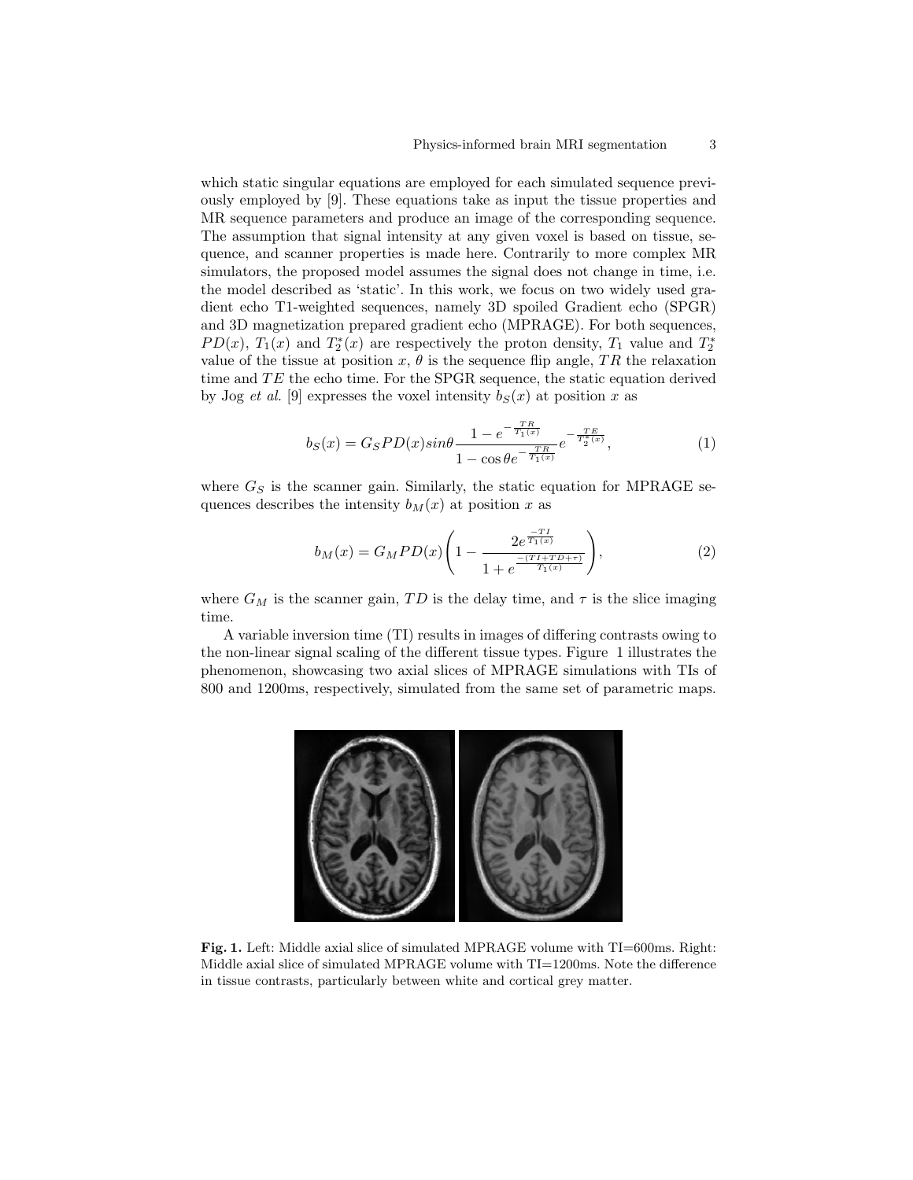which static singular equations are employed for each simulated sequence previously employed by [9]. These equations take as input the tissue properties and MR sequence parameters and produce an image of the corresponding sequence. The assumption that signal intensity at any given voxel is based on tissue, sequence, and scanner properties is made here. Contrarily to more complex MR simulators, the proposed model assumes the signal does not change in time, i.e. the model described as 'static'. In this work, we focus on two widely used gradient echo T1-weighted sequences, namely 3D spoiled Gradient echo (SPGR) and 3D magnetization prepared gradient echo (MPRAGE). For both sequences, $PD(x)$, $T_1(x)$ and $T_2^*(x)$ are respectively the proton density, $T_1$ value and $T_2^*$ value of the tissue at position $x$, $\theta$ is the sequence flip angle, $TR$ the relaxation time and $TE$ the echo time. For the SPGR sequence, the static equation derived by Jog *et al.* [9] expresses the voxel intensity $b_S(x)$ at position $x$ as

$$b_S(x) = G_S PD(x) sin\theta \frac{1 - e^{-\frac{TR}{T_1(x)}}}{1 - \cos\theta e^{-\frac{TR}{T_1(x)}}} e^{-\frac{TE}{T_2^*(x)}}, \tag{1}$$

where $G_S$ is the scanner gain. Similarly, the static equation for MPRAGE sequences describes the intensity $b_M(x)$ at position $x$ as

$$b_M(x) = G_M PD(x) \left( 1 - \frac{2e^{\frac{-TI}{T_1(x)}}}{1 + e^{\frac{-(TI+TD+\tau)}{T_1(x)}}} \right), \tag{2}$$

where $G_M$ is the scanner gain, $TD$ is the delay time, and $\tau$ is the slice imaging time.

A variable inversion time (TI) results in images of differing contrasts owing to the non-linear signal scaling of the different tissue types. Figure 1 illustrates the phenomenon, showcasing two axial slices of MPRAGE simulations with TIs of 800 and 1200ms, respectively, simulated from the same set of parametric maps.

**Fig. 1.** Left: Middle axial slice of simulated MPRAGE volume with TI=600ms. Right: Middle axial slice of simulated MPRAGE volume with TI=1200ms. Note the difference in tissue contrasts, particularly between white and cortical grey matter.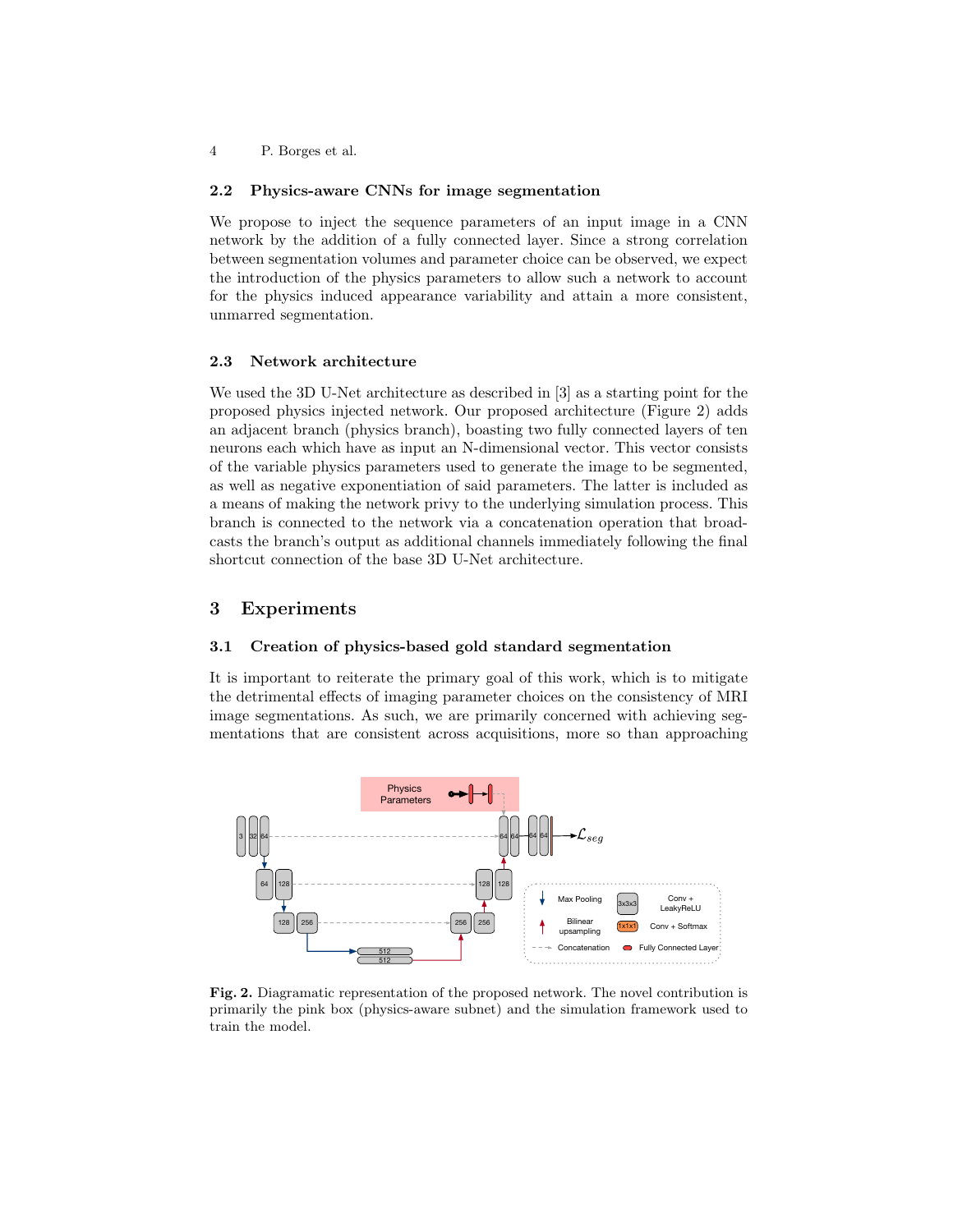### 2.2 Physics-aware CNNs for image segmentation

We propose to inject the sequence parameters of an input image in a CNN network by the addition of a fully connected layer. Since a strong correlation between segmentation volumes and parameter choice can be observed, we expect the introduction of the physics parameters to allow such a network to account for the physics induced appearance variability and attain a more consistent, unmarred segmentation.

### 2.3 Network architecture

We used the 3D U-Net architecture as described in [3] as a starting point for the proposed physics injected network. Our proposed architecture (Figure 2) adds an adjacent branch (physics branch), boasting two fully connected layers of ten neurons each which have as input an N-dimensional vector. This vector consists of the variable physics parameters used to generate the image to be segmented, as well as negative exponentiation of said parameters. The latter is included as a means of making the network privy to the underlying simulation process. This branch is connected to the network via a concatenation operation that broadcasts the branch's output as additional channels immediately following the final shortcut connection of the base 3D U-Net architecture.

## 3 Experiments

### 3.1 Creation of physics-based gold standard segmentation

It is important to reiterate the primary goal of this work, which is to mitigate the detrimental effects of imaging parameter choices on the consistency of MRI image segmentations. As such, we are primarily concerned with achieving segmentations that are consistent across acquisitions, more so than approaching

**Fig. 2.** Diagramatic representation of the proposed network. The novel contribution is primarily the pink box (physics-aware subnet) and the simulation framework used to train the model.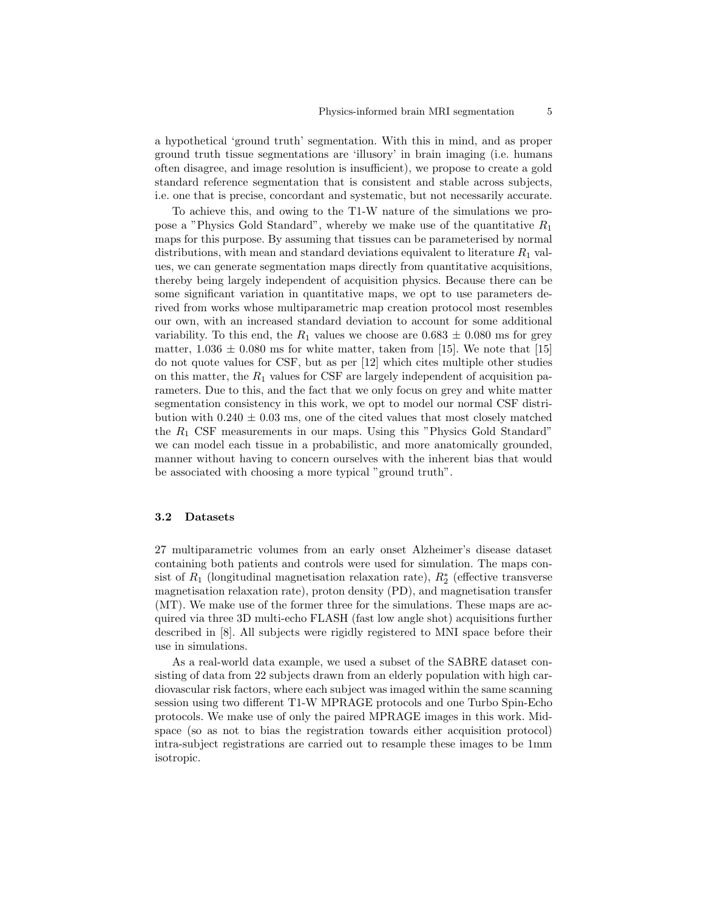a hypothetical 'ground truth' segmentation. With this in mind, and as proper ground truth tissue segmentations are 'illusory' in brain imaging (i.e. humans often disagree, and image resolution is insufficient), we propose to create a gold standard reference segmentation that is consistent and stable across subjects, i.e. one that is precise, concordant and systematic, but not necessarily accurate.

To achieve this, and owing to the T1-W nature of the simulations we propose a "Physics Gold Standard", whereby we make use of the quantitative $R_1$ maps for this purpose. By assuming that tissues can be parameterised by normal distributions, with mean and standard deviations equivalent to literature $R_1$ values, we can generate segmentation maps directly from quantitative acquisitions, thereby being largely independent of acquisition physics. Because there can be some significant variation in quantitative maps, we opt to use parameters derived from works whose multiparametric map creation protocol most resembles our own, with an increased standard deviation to account for some additional variability. To this end, the $R_1$ values we choose are $0.683 \pm 0.080$ ms for grey matter, $1.036 \pm 0.080$ ms for white matter, taken from [15]. We note that [15] do not quote values for CSF, but as per [12] which cites multiple other studies on this matter, the $R_1$ values for CSF are largely independent of acquisition parameters. Due to this, and the fact that we only focus on grey and white matter segmentation consistency in this work, we opt to model our normal CSF distribution with $0.240 \pm 0.03$ ms, one of the cited values that most closely matched the $R_1$ CSF measurements in our maps. Using this "Physics Gold Standard" we can model each tissue in a probabilistic, and more anatomically grounded, manner without having to concern ourselves with the inherent bias that would be associated with choosing a more typical "ground truth".

### 3.2 Datasets

27 multiparametric volumes from an early onset Alzheimer's disease dataset containing both patients and controls were used for simulation. The maps consist of $R_1$ (longitudinal magnetisation relaxation rate), $R_2^*$ (effective transverse magnetisation relaxation rate), proton density (PD), and magnetisation transfer (MT). We make use of the former three for the simulations. These maps are acquired via three 3D multi-echo FLASH (fast low angle shot) acquisitions further described in [8]. All subjects were rigidly registered to MNI space before their use in simulations.

As a real-world data example, we used a subset of the SABRE dataset consisting of data from 22 subjects drawn from an elderly population with high cardiovascular risk factors, where each subject was imaged within the same scanning session using two different T1-W MPRAGE protocols and one Turbo Spin-Echo protocols. We make use of only the paired MPRAGE images in this work. Mid-space (so as not to bias the registration towards either acquisition protocol) intra-subject registrations are carried out to resample these images to be 1mm isotropic.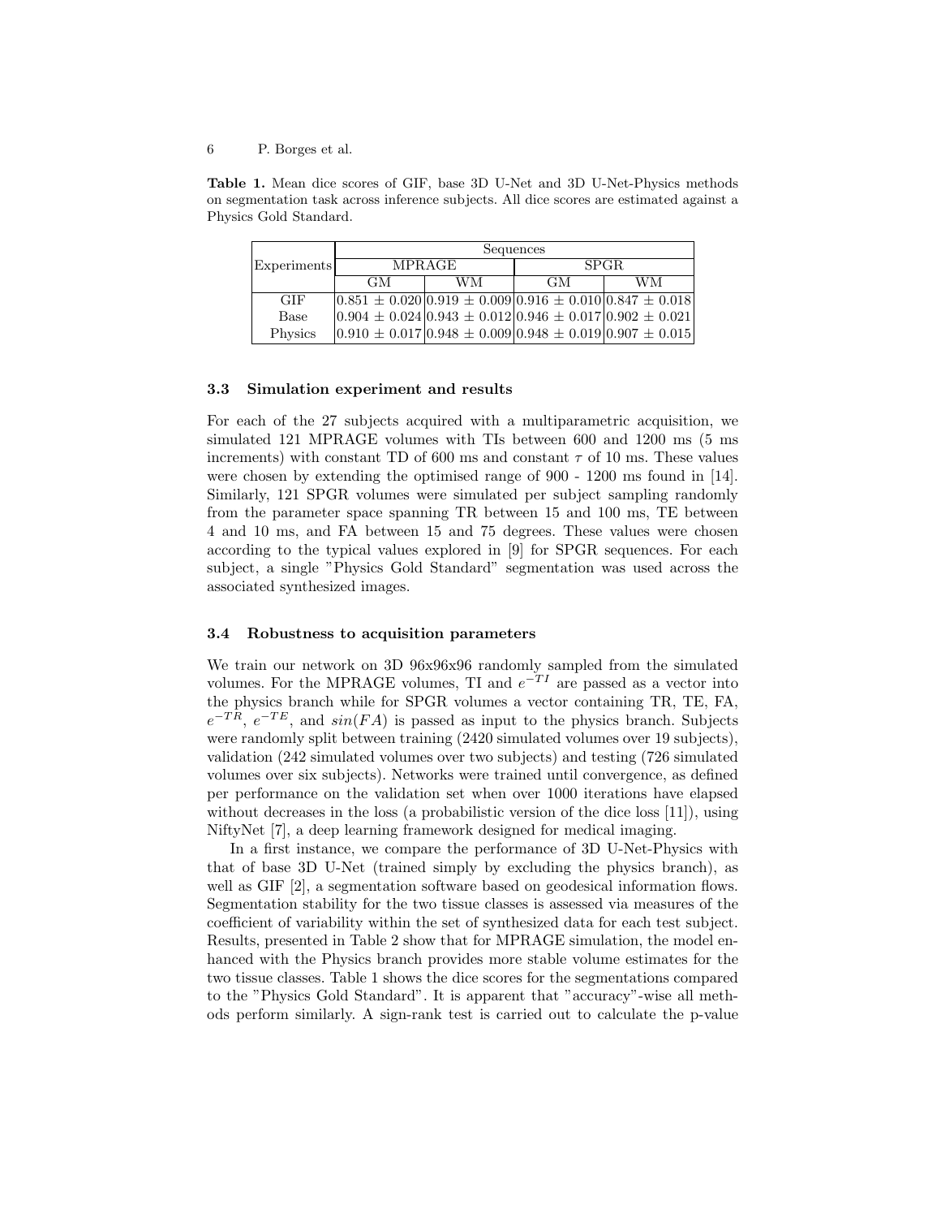**Table 1.** Mean dice scores of GIF, base 3D U-Net and 3D U-Net-Physics methods on segmentation task across inference subjects. All dice scores are estimated against a Physics Gold Standard.

| Experiments | Sequences | | | |
|---|---|---|---|---|
| | MPRAGE | | SPGR | |
| | GM | WM | GM | WM |
| GIF | 0.851 ± 0.020 | 0.919 ± 0.009 | 0.916 ± 0.010 | 0.847 ± 0.018 |
| Base | 0.904 ± 0.024 | 0.943 ± 0.012 | 0.946 ± 0.017 | 0.902 ± 0.021 |
| Physics | 0.910 ± 0.017 | 0.948 ± 0.009 | 0.948 ± 0.019 | 0.907 ± 0.015 |

### 3.3 Simulation experiment and results

For each of the 27 subjects acquired with a multiparametric acquisition, we simulated 121 MPRAGE volumes with TIs between 600 and 1200 ms (5 ms increments) with constant TD of 600 ms and constant $\tau$ of 10 ms. These values were chosen by extending the optimised range of 900 - 1200 ms found in [14]. Similarly, 121 SPGR volumes were simulated per subject sampling randomly from the parameter space spanning TR between 15 and 100 ms, TE between 4 and 10 ms, and FA between 15 and 75 degrees. These values were chosen according to the typical values explored in [9] for SPGR sequences. For each subject, a single "Physics Gold Standard" segmentation was used across the associated synthesized images.

### 3.4 Robustness to acquisition parameters

We train our network on 3D 96x96x96 randomly sampled from the simulated volumes. For the MPRAGE volumes, TI and $e^{-TI}$ are passed as a vector into the physics branch while for SPGR volumes a vector containing TR, TE, FA, $e^{-TR}$, $e^{-TE}$, and $sin(FA)$ is passed as input to the physics branch. Subjects were randomly split between training (2420 simulated volumes over 19 subjects), validation (242 simulated volumes over two subjects) and testing (726 simulated volumes over six subjects). Networks were trained until convergence, as defined per performance on the validation set when over 1000 iterations have elapsed without decreases in the loss (a probabilistic version of the dice loss [11]), using NiftyNet [7], a deep learning framework designed for medical imaging.

In a first instance, we compare the performance of 3D U-Net-Physics with that of base 3D U-Net (trained simply by excluding the physics branch), as well as GIF [2], a segmentation software based on geodesical information flows. Segmentation stability for the two tissue classes is assessed via measures of the coefficient of variability within the set of synthesized data for each test subject. Results, presented in Table 2 show that for MPRAGE simulation, the model enhanced with the Physics branch provides more stable volume estimates for the two tissue classes. Table 1 shows the dice scores for the segmentations compared to the "Physics Gold Standard". It is apparent that "accuracy"-wise all methods perform similarly. A sign-rank test is carried out to calculate the p-value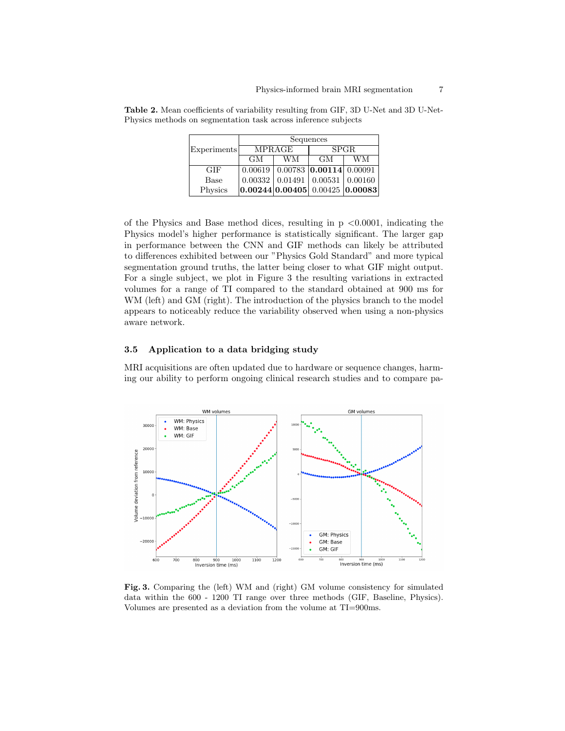**Table 2.** Mean coefficients of variability resulting from GIF, 3D U-Net and 3D U-Net-Physics methods on segmentation task across inference subjects

| Experiments | Sequences | | | |
|---|---|---|---|---|
| | MPRAGE | | SPGR | |
| | GM | WM | GM | WM |
| GIF | 0.00619 | 0.00783 | **0.00114** | 0.00091 |
| Base | 0.00332 | 0.01491 | 0.00531 | 0.00160 |
| Physics | **0.00244** | **0.00405** | 0.00425 | **0.00083** |

of the Physics and Base method dices, resulting in p <0.0001, indicating the Physics model's higher performance is statistically significant. The larger gap in performance between the CNN and GIF methods can likely be attributed to differences exhibited between our "Physics Gold Standard" and more typical segmentation ground truths, the latter being closer to what GIF might output. For a single subject, we plot in Figure 3 the resulting variations in extracted volumes for a range of TI compared to the standard obtained at 900 ms for WM (left) and GM (right). The introduction of the physics branch to the model appears to noticeably reduce the variability observed when using a non-physics aware network.

### 3.5 Application to a data bridging study

MRI acquisitions are often updated due to hardware or sequence changes, harming our ability to perform ongoing clinical research studies and to compare pa-

**Fig. 3.** Comparing the (left) WM and (right) GM volume consistency for simulated data within the 600 - 1200 TI range over three methods (GIF, Baseline, Physics). Volumes are presented as a deviation from the volume at TI=900ms.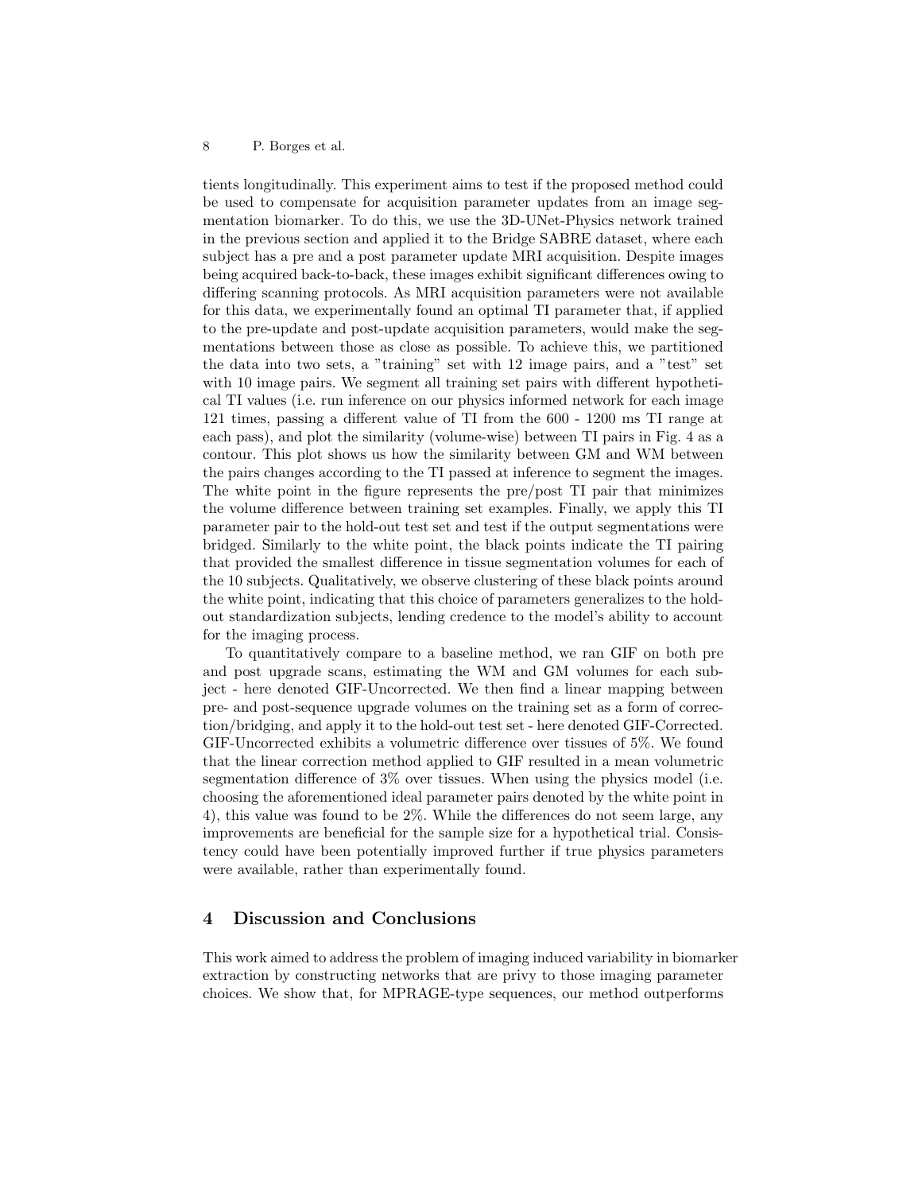tients longitudinally. This experiment aims to test if the proposed method could be used to compensate for acquisition parameter updates from an image segmentation biomarker. To do this, we use the 3D-UNet-Physics network trained in the previous section and applied it to the Bridge SABRE dataset, where each subject has a pre and a post parameter update MRI acquisition. Despite images being acquired back-to-back, these images exhibit significant differences owing to differing scanning protocols. As MRI acquisition parameters were not available for this data, we experimentally found an optimal TI parameter that, if applied to the pre-update and post-update acquisition parameters, would make the segmentations between those as close as possible. To achieve this, we partitioned the data into two sets, a "training" set with 12 image pairs, and a "test" set with 10 image pairs. We segment all training set pairs with different hypothetical TI values (i.e. run inference on our physics informed network for each image 121 times, passing a different value of TI from the 600 - 1200 ms TI range at each pass), and plot the similarity (volume-wise) between TI pairs in Fig. 4 as a contour. This plot shows us how the similarity between GM and WM between the pairs changes according to the TI passed at inference to segment the images. The white point in the figure represents the pre/post TI pair that minimizes the volume difference between training set examples. Finally, we apply this TI parameter pair to the hold-out test set and test if the output segmentations were bridged. Similarly to the white point, the black points indicate the TI pairing that provided the smallest difference in tissue segmentation volumes for each of the 10 subjects. Qualitatively, we observe clustering of these black points around the white point, indicating that this choice of parameters generalizes to the hold-out standardization subjects, lending credence to the model's ability to account for the imaging process.

To quantitatively compare to a baseline method, we ran GIF on both pre and post upgrade scans, estimating the WM and GM volumes for each subject - here denoted GIF-Uncorrected. We then find a linear mapping between pre- and post-sequence upgrade volumes on the training set as a form of correction/bridging, and apply it to the hold-out test set - here denoted GIF-Corrected. GIF-Uncorrected exhibits a volumetric difference over tissues of 5%. We found that the linear correction method applied to GIF resulted in a mean volumetric segmentation difference of 3% over tissues. When using the physics model (i.e. choosing the aforementioned ideal parameter pairs denoted by the white point in 4), this value was found to be 2%. While the differences do not seem large, any improvements are beneficial for the sample size for a hypothetical trial. Consistency could have been potentially improved further if true physics parameters were available, rather than experimentally found.

## 4 Discussion and Conclusions

This work aimed to address the problem of imaging induced variability in biomarker extraction by constructing networks that are privy to those imaging parameter choices. We show that, for MPRAGE-type sequences, our method outperforms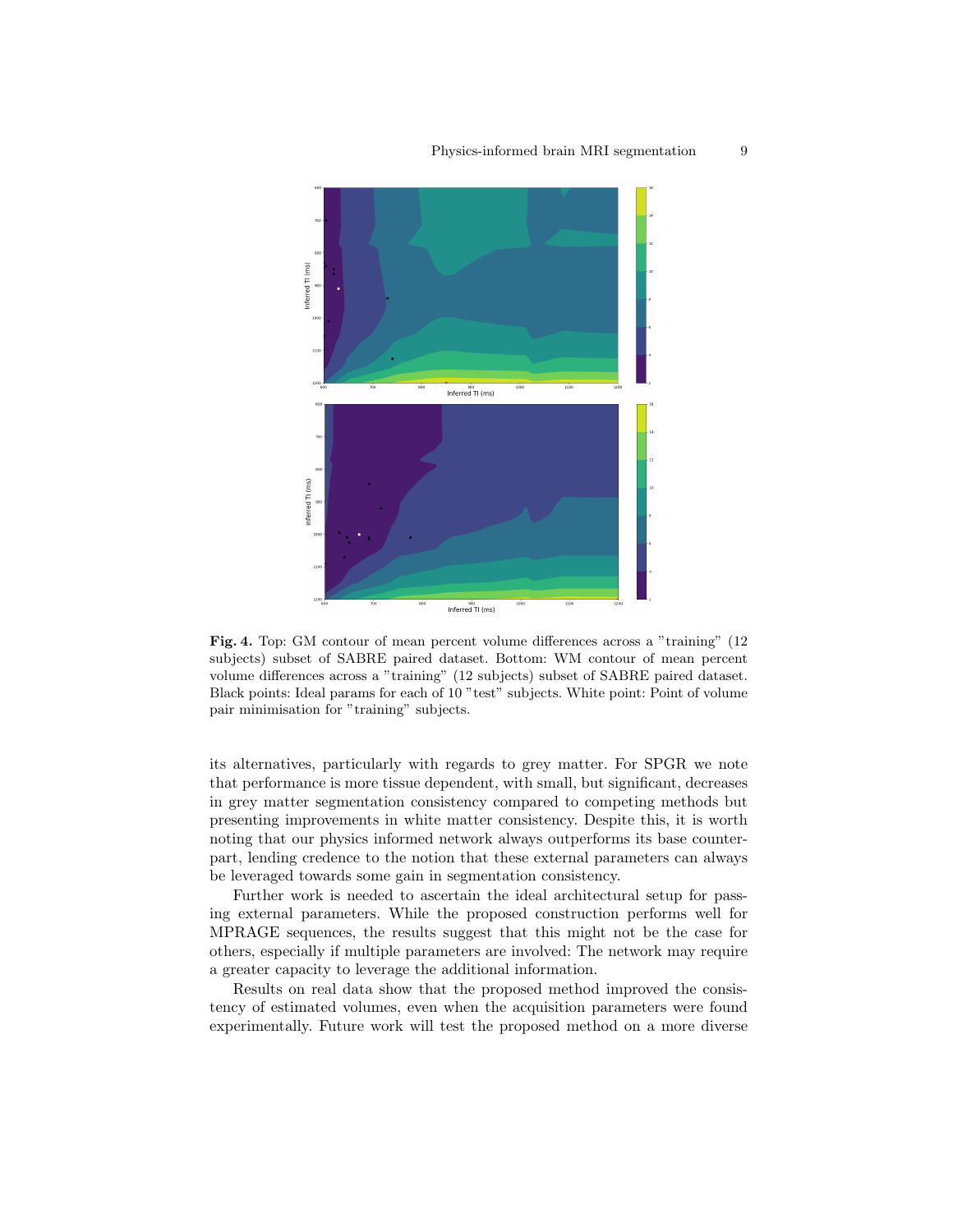**Fig. 4.** Top: GM contour of mean percent volume differences across a "training" (12 subjects) subset of SABRE paired dataset. Bottom: WM contour of mean percent volume differences across a "training" (12 subjects) subset of SABRE paired dataset. Black points: Ideal params for each of 10 "test" subjects. White point: Point of volume pair minimisation for "training" subjects.

its alternatives, particularly with regards to grey matter. For SPGR we note that performance is more tissue dependent, with small, but significant, decreases in grey matter segmentation consistency compared to competing methods but presenting improvements in white matter consistency. Despite this, it is worth noting that our physics informed network always outperforms its base counterpart, lending credence to the notion that these external parameters can always be leveraged towards some gain in segmentation consistency.

Further work is needed to ascertain the ideal architectural setup for passing external parameters. While the proposed construction performs well for MPRAGE sequences, the results suggest that this might not be the case for others, especially if multiple parameters are involved: The network may require a greater capacity to leverage the additional information.

Results on real data show that the proposed method improved the consistency of estimated volumes, even when the acquisition parameters were found experimentally. Future work will test the proposed method on a more diverse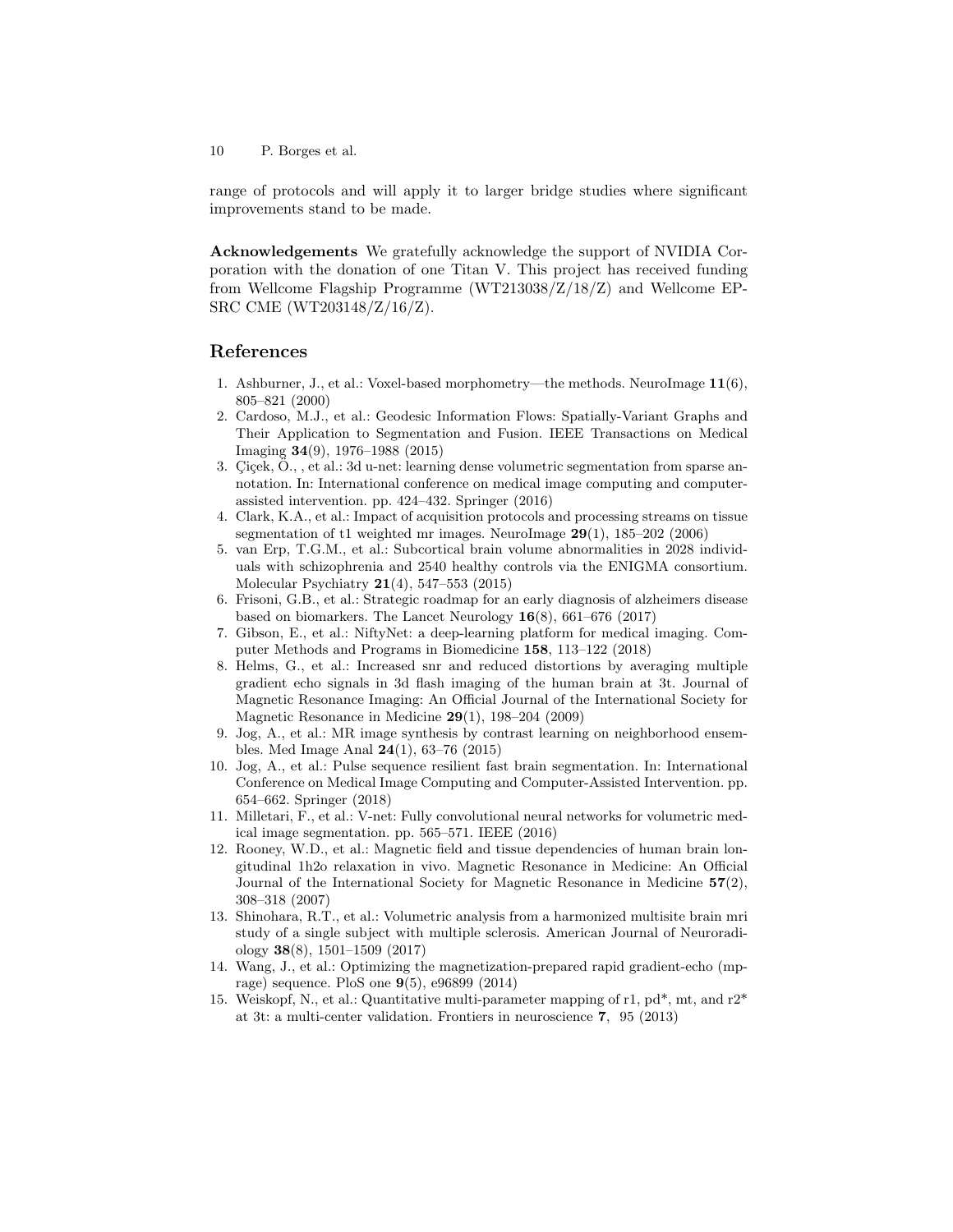range of protocols and will apply it to larger bridge studies where significant improvements stand to be made.

**Acknowledgements** We gratefully acknowledge the support of NVIDIA Corporation with the donation of one Titan V. This project has received funding from Wellcome Flagship Programme (WT213038/Z/18/Z) and Wellcome EPSRC CME (WT203148/Z/16/Z).

## References

1. Ashburner, J., et al.: Voxel-based morphometry—the methods. NeuroImage **11**(6), 805–821 (2000)
2. Cardoso, M.J., et al.: Geodesic Information Flows: Spatially-Variant Graphs and Their Application to Segmentation and Fusion. IEEE Transactions on Medical Imaging **34**(9), 1976–1988 (2015)
3. Çiçek, Ö., , et al.: 3d u-net: learning dense volumetric segmentation from sparse annotation. In: International conference on medical image computing and computer-assisted intervention. pp. 424–432. Springer (2016)
4. Clark, K.A., et al.: Impact of acquisition protocols and processing streams on tissue segmentation of t1 weighted mr images. NeuroImage **29**(1), 185–202 (2006)
5. van Erp, T.G.M., et al.: Subcortical brain volume abnormalities in 2028 individuals with schizophrenia and 2540 healthy controls via the ENIGMA consortium. Molecular Psychiatry **21**(4), 547–553 (2015)
6. Frisoni, G.B., et al.: Strategic roadmap for an early diagnosis of alzheimers disease based on biomarkers. The Lancet Neurology **16**(8), 661–676 (2017)
7. Gibson, E., et al.: NiftyNet: a deep-learning platform for medical imaging. Computer Methods and Programs in Biomedicine **158**, 113–122 (2018)
8. Helms, G., et al.: Increased snr and reduced distortions by averaging multiple gradient echo signals in 3d flash imaging of the human brain at 3t. Journal of Magnetic Resonance Imaging: An Official Journal of the International Society for Magnetic Resonance in Medicine **29**(1), 198–204 (2009)
9. Jog, A., et al.: MR image synthesis by contrast learning on neighborhood ensembles. Med Image Anal **24**(1), 63–76 (2015)
10. Jog, A., et al.: Pulse sequence resilient fast brain segmentation. In: International Conference on Medical Image Computing and Computer-Assisted Intervention. pp. 654–662. Springer (2018)
11. Milletari, F., et al.: V-net: Fully convolutional neural networks for volumetric medical image segmentation. pp. 565–571. IEEE (2016)
12. Rooney, W.D., et al.: Magnetic field and tissue dependencies of human brain longitudinal 1h2o relaxation in vivo. Magnetic Resonance in Medicine: An Official Journal of the International Society for Magnetic Resonance in Medicine **57**(2), 308–318 (2007)
13. Shinohara, R.T., et al.: Volumetric analysis from a harmonized multisite brain mri study of a single subject with multiple sclerosis. American Journal of Neuroradiology **38**(8), 1501–1509 (2017)
14. Wang, J., et al.: Optimizing the magnetization-prepared rapid gradient-echo (mprage) sequence. PloS one **9**(5), e96899 (2014)
15. Weiskopf, N., et al.: Quantitative multi-parameter mapping of r1, pd*, mt, and r2* at 3t: a multi-center validation. Frontiers in neuroscience **7**, 95 (2013)